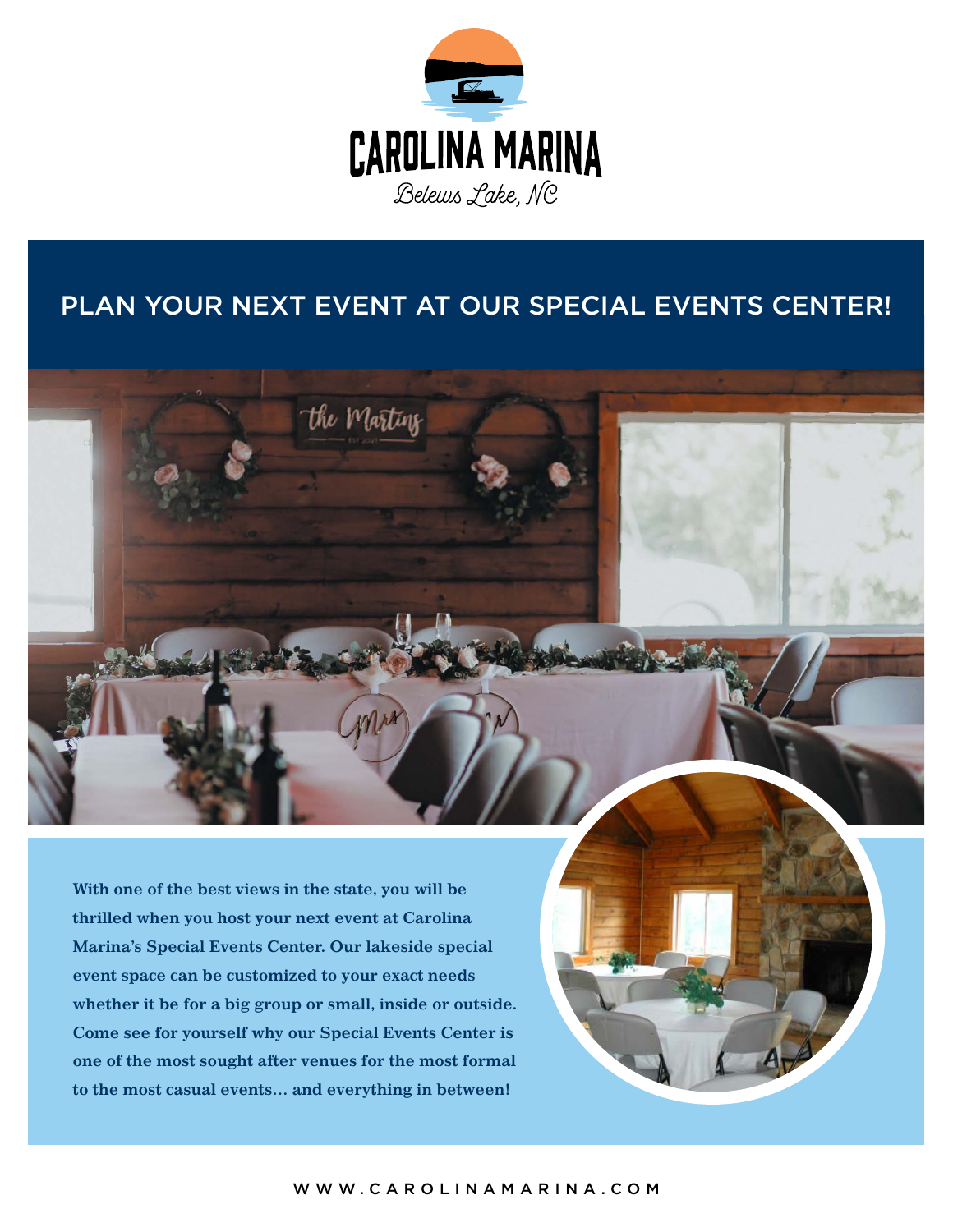# CAROLINA MARINA

*Belews Lake, NC*

## PLAN YOUR NEXT EVENT AT OUR SPECIAL EVENTS CENTER!

**With one of the best views in the state, you will be thrilled when you host your next event at Carolina Marina's Special Events Center. Our lakeside special event space can be customized to your exact needs whether it be for a big group or small, inside or outside. Come see for yourself why our Special Events Center is one of the most sought after venues for the most formal to the most casual events... and everything in between!**

WWW.CAROLINAMARINA.COM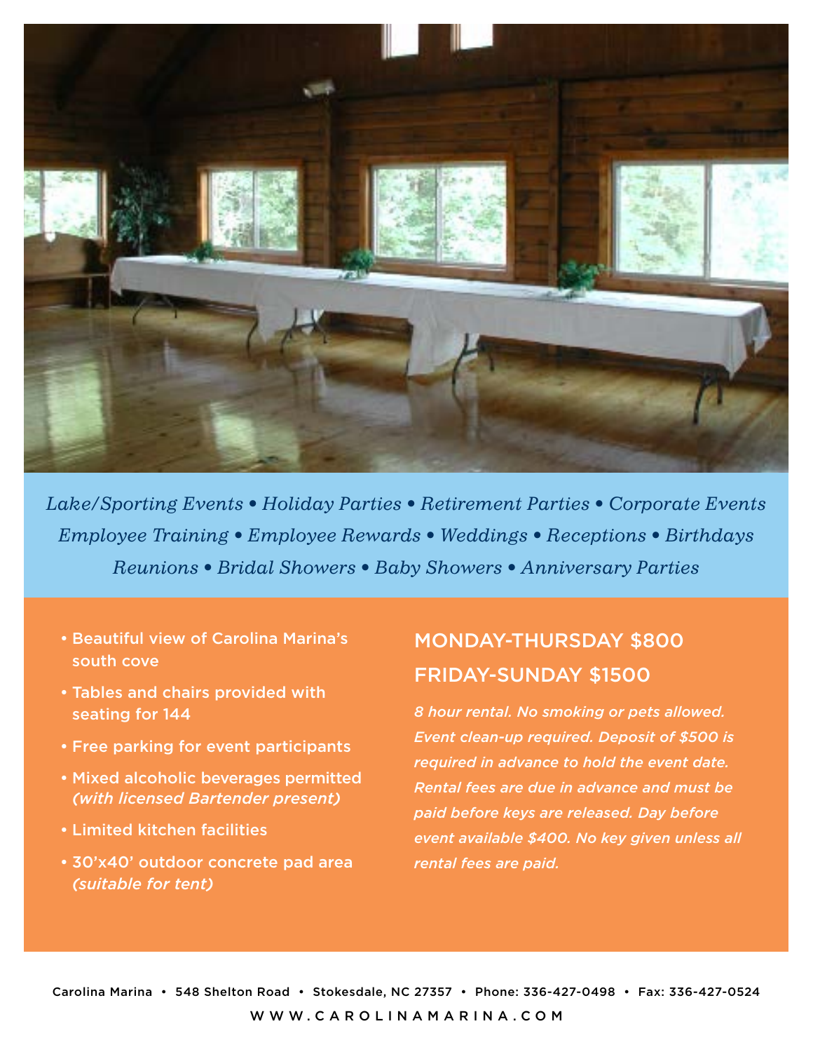*Lake/Sporting Events • Holiday Parties • Retirement Parties • Corporate Events Employee Training • Employee Rewards • Weddings • Receptions • Birthdays Reunions • Bridal Showers • Baby Showers • Anniversary Parties*

- Beautiful view of Carolina Marina's south cove
- Tables and chairs provided with seating for 144
- Free parking for event participants
- Mixed alcoholic beverages permitted *(with licensed Bartender present)*
- Limited kitchen facilities
- 30'x40' outdoor concrete pad area *(suitable for tent)*

## MONDAY-THURSDAY $800

## FRIDAY-SUNDAY $1500

*8 hour rental. No smoking or pets allowed. Event clean-up required. Deposit of $500 is required in advance to hold the event date. Rental fees are due in advance and must be paid before keys are released. Day before event available $400. No key given unless all rental fees are paid.*

Carolina Marina • 548 Shelton Road • Stokesdale, NC 27357 • Phone: 336-427-0498 • Fax: 336-427-0524

WWW.CAROLINAMARINA.COM